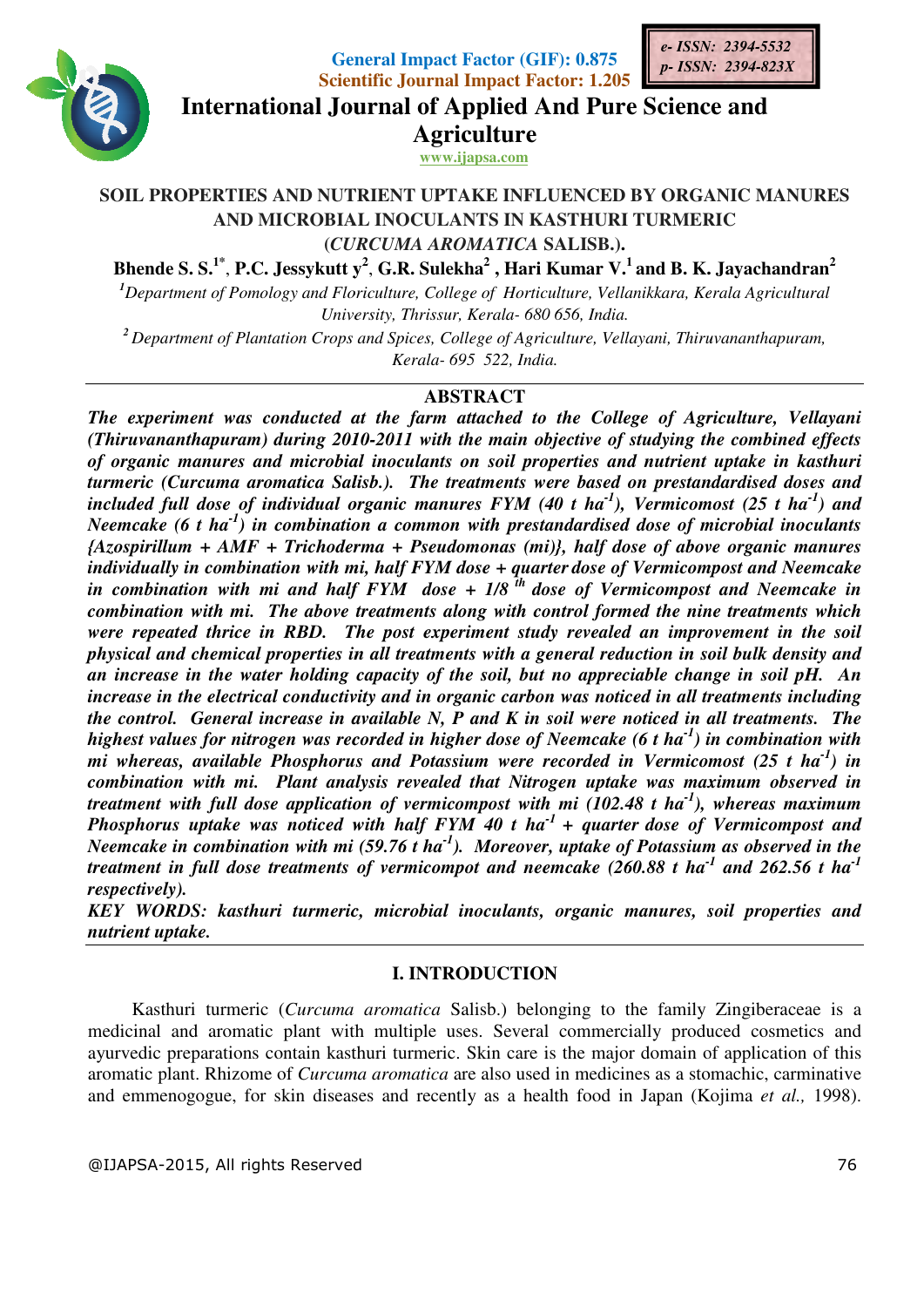General Impact Factor (GIF): 0.875
Scientific Journal Impact Factor: 1.205

*e- ISSN: 2394-5532*
*p- ISSN: 2394-823X*

# International Journal of Applied And Pure Science and Agriculture

www.ijapsa.com

## SOIL PROPERTIES AND NUTRIENT UPTAKE INFLUENCED BY ORGANIC MANURES AND MICROBIAL INOCULANTS IN KASTHURI TURMERIC (*CURCUMA AROMATICA* SALISB.).

**Bhende S. S.[1*], P.C. Jessykutt y[2], G.R. Sulekha[2] , Hari Kumar V.[1] and B. K. Jayachandran[2]**

[1]*Department of Pomology and Floriculture, College of Horticulture, Vellanikkara, Kerala Agricultural University, Thrissur, Kerala- 680 656, India.*

[2] *Department of Plantation Crops and Spices, College of Agriculture, Vellayani, Thiruvananthapuram, Kerala- 695 522, India.*

### ABSTRACT

***The experiment was conducted at the farm attached to the College of Agriculture, Vellayani (Thiruvananthapuram) during 2010-2011 with the main objective of studying the combined effects of organic manures and microbial inoculants on soil properties and nutrient uptake in kasthuri turmeric (Curcuma aromatica Salisb.). The treatments were based on prestandardised doses and included full dose of individual organic manures FYM (40 t ha$^{-1}$), Vermicomost (25 t ha$^{-1}$) and Neemcake (6 t ha$^{-1}$) in combination a common with prestandardised dose of microbial inoculants {Azospirillum + AMF + Trichoderma + Pseudomonas (mi)}, half dose of above organic manures individually in combination with mi, half FYM dose + quarter dose of Vermicompost and Neemcake in combination with mi and half FYM dose + 1/8 $^{th}$ dose of Vermicompost and Neemcake in combination with mi. The above treatments along with control formed the nine treatments which were repeated thrice in RBD. The post experiment study revealed an improvement in the soil physical and chemical properties in all treatments with a general reduction in soil bulk density and an increase in the water holding capacity of the soil, but no appreciable change in soil pH. An increase in the electrical conductivity and in organic carbon was noticed in all treatments including the control. General increase in available N, P and K in soil were noticed in all treatments. The highest values for nitrogen was recorded in higher dose of Neemcake (6 t ha$^{-1}$) in combination with mi whereas, available Phosphorus and Potassium were recorded in Vermicomost (25 t ha$^{-1}$) in combination with mi. Plant analysis revealed that Nitrogen uptake was maximum observed in treatment with full dose application of vermicompost with mi (102.48 t ha$^{-1}$), whereas maximum Phosphorus uptake was noticed with half FYM 40 t ha$^{-1}$ + quarter dose of Vermicompost and Neemcake in combination with mi (59.76 t ha$^{-1}$). Moreover, uptake of Potassium as observed in the treatment in full dose treatments of vermicompot and neemcake (260.88 t ha$^{-1}$ and 262.56 t ha$^{-1}$ respectively).***

***KEY WORDS: kasthuri turmeric, microbial inoculants, organic manures, soil properties and nutrient uptake.***

### I. INTRODUCTION

Kasthuri turmeric (*Curcuma aromatica* Salisb.) belonging to the family Zingiberaceae is a medicinal and aromatic plant with multiple uses. Several commercially produced cosmetics and ayurvedic preparations contain kasthuri turmeric. Skin care is the major domain of application of this aromatic plant. Rhizome of *Curcuma aromatica* are also used in medicines as a stomachic, carminative and emmenogogue, for skin diseases and recently as a health food in Japan (Kojima *et al.,* 1998).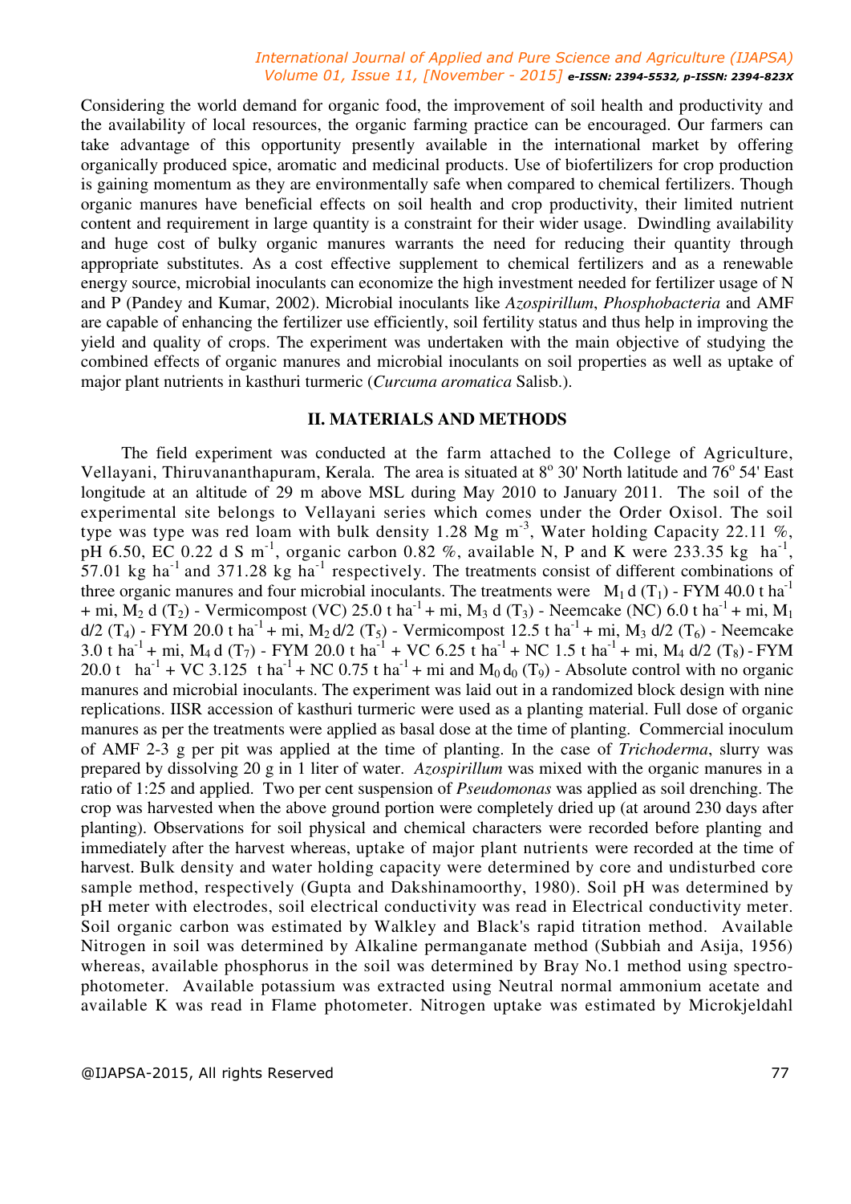Considering the world demand for organic food, the improvement of soil health and productivity and the availability of local resources, the organic farming practice can be encouraged. Our farmers can take advantage of this opportunity presently available in the international market by offering organically produced spice, aromatic and medicinal products. Use of biofertilizers for crop production is gaining momentum as they are environmentally safe when compared to chemical fertilizers. Though organic manures have beneficial effects on soil health and crop productivity, their limited nutrient content and requirement in large quantity is a constraint for their wider usage. Dwindling availability and huge cost of bulky organic manures warrants the need for reducing their quantity through appropriate substitutes. As a cost effective supplement to chemical fertilizers and as a renewable energy source, microbial inoculants can economize the high investment needed for fertilizer usage of N and P (Pandey and Kumar, 2002). Microbial inoculants like *Azospirillum*, *Phosphobacteria* and AMF are capable of enhancing the fertilizer use efficiently, soil fertility status and thus help in improving the yield and quality of crops. The experiment was undertaken with the main objective of studying the combined effects of organic manures and microbial inoculants on soil properties as well as uptake of major plant nutrients in kasthuri turmeric (*Curcuma aromatica* Salisb.).

## II. MATERIALS AND METHODS

The field experiment was conducted at the farm attached to the College of Agriculture, Vellayani, Thiruvananthapuram, Kerala. The area is situated at $8^o$ 30' North latitude and $76^o$ 54' East longitude at an altitude of 29 m above MSL during May 2010 to January 2011. The soil of the experimental site belongs to Vellayani series which comes under the Order Oxisol. The soil type was type was red loam with bulk density 1.28 Mg $m^{-3}$, Water holding Capacity 22.11 %, pH 6.50, EC 0.22 d S $m^{-1}$, organic carbon 0.82 %, available N, P and K were 233.35 kg $ha^{-1}$, 57.01 kg $ha^{-1}$ and 371.28 kg $ha^{-1}$ respectively. The treatments consist of different combinations of three organic manures and four microbial inoculants. The treatments were $M_1$ d ($T_1$) - FYM 40.0 t $ha^{-1}$ + mi, $M_2$ d ($T_2$) - Vermicompost (VC) 25.0 t $ha^{-1}$ + mi, $M_3$ d ($T_3$) - Neemcake (NC) 6.0 t $ha^{-1}$ + mi, $M_1$ d/2 ($T_4$) - FYM 20.0 t $ha^{-1}$ + mi, $M_2$ d/2 ($T_5$) - Vermicompost 12.5 t $ha^{-1}$ + mi, $M_3$ d/2 ($T_6$) - Neemcake 3.0 t $ha^{-1}$ + mi, $M_4$ d ($T_7$) - FYM 20.0 t $ha^{-1}$ + VC 6.25 t $ha^{-1}$ + NC 1.5 t $ha^{-1}$ + mi, $M_4$ d/2 ($T_8$) - FYM 20.0 t $ha^{-1}$ + VC 3.125 t $ha^{-1}$ + NC 0.75 t $ha^{-1}$ + mi and $M_0$ $d_0$ ($T_9$) - Absolute control with no organic manures and microbial inoculants. The experiment was laid out in a randomized block design with nine replications. IISR accession of kasthuri turmeric were used as a planting material. Full dose of organic manures as per the treatments were applied as basal dose at the time of planting. Commercial inoculum of AMF 2-3 g per pit was applied at the time of planting. In the case of *Trichoderma*, slurry was prepared by dissolving 20 g in 1 liter of water. *Azospirillum* was mixed with the organic manures in a ratio of 1:25 and applied. Two per cent suspension of *Pseudomonas* was applied as soil drenching. The crop was harvested when the above ground portion were completely dried up (at around 230 days after planting). Observations for soil physical and chemical characters were recorded before planting and immediately after the harvest whereas, uptake of major plant nutrients were recorded at the time of harvest. Bulk density and water holding capacity were determined by core and undisturbed core sample method, respectively (Gupta and Dakshinamoorthy, 1980). Soil pH was determined by pH meter with electrodes, soil electrical conductivity was read in Electrical conductivity meter. Soil organic carbon was estimated by Walkley and Black's rapid titration method. Available Nitrogen in soil was determined by Alkaline permanganate method (Subbiah and Asija, 1956) whereas, available phosphorus in the soil was determined by Bray No.1 method using spectro-photometer. Available potassium was extracted using Neutral normal ammonium acetate and available K was read in Flame photometer. Nitrogen uptake was estimated by Microkjeldahl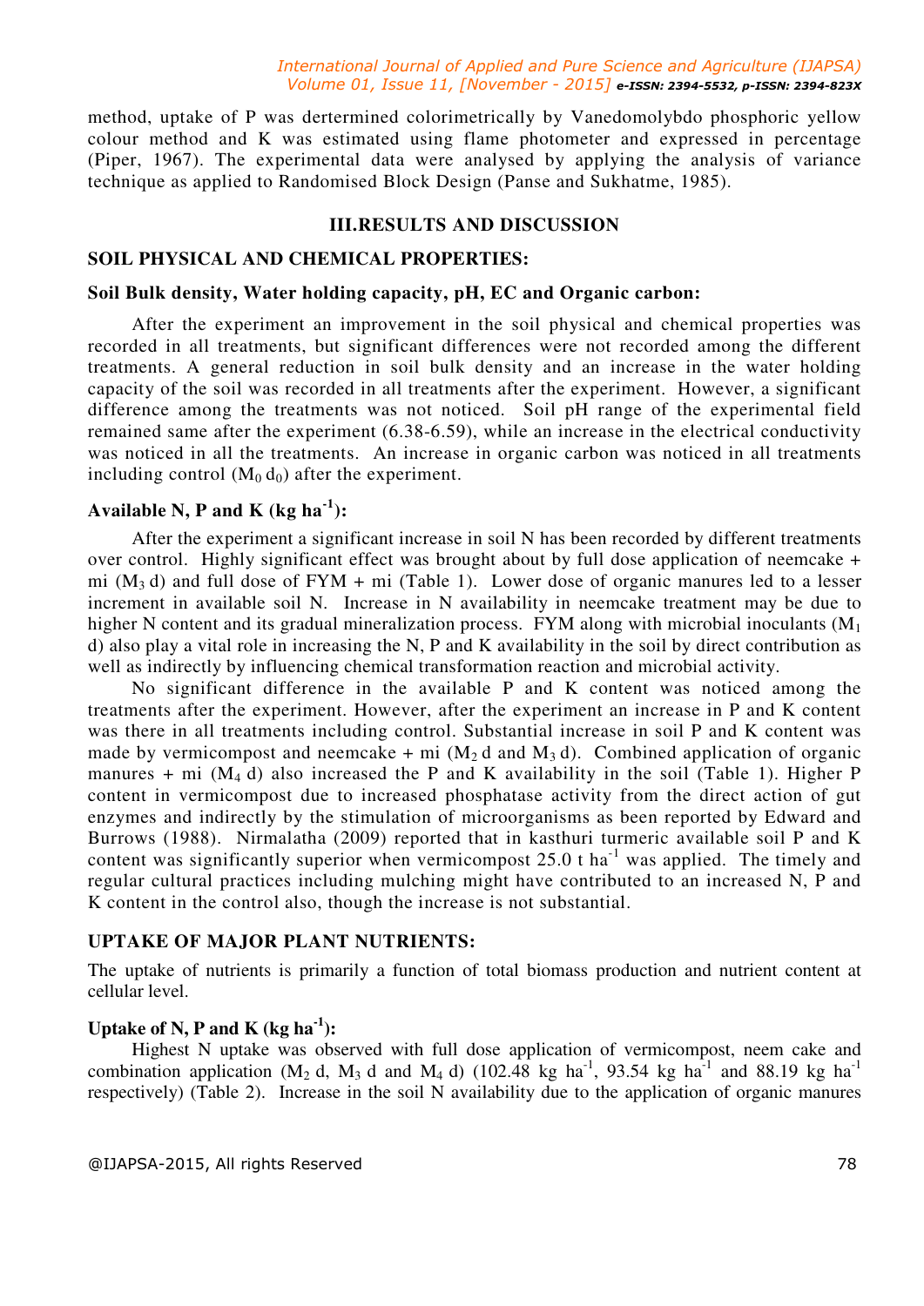method, uptake of P was dertermined colorimetrically by Vanedomolybdo phosphoric yellow colour method and K was estimated using flame photometer and expressed in percentage (Piper, 1967). The experimental data were analysed by applying the analysis of variance technique as applied to Randomised Block Design (Panse and Sukhatme, 1985).

## III.RESULTS AND DISCUSSION

### SOIL PHYSICAL AND CHEMICAL PROPERTIES:

**Soil Bulk density, Water holding capacity, pH, EC and Organic carbon:**

After the experiment an improvement in the soil physical and chemical properties was recorded in all treatments, but significant differences were not recorded among the different treatments. A general reduction in soil bulk density and an increase in the water holding capacity of the soil was recorded in all treatments after the experiment. However, a significant difference among the treatments was not noticed. Soil pH range of the experimental field remained same after the experiment (6.38-6.59), while an increase in the electrical conductivity was noticed in all the treatments. An increase in organic carbon was noticed in all treatments including control ($M_0$ $d_0$) after the experiment.

**Available N, P and K (kg ha$^{-1}$):**

After the experiment a significant increase in soil N has been recorded by different treatments over control. Highly significant effect was brought about by full dose application of neemcake + mi ($M_3$ d) and full dose of FYM + mi (Table 1). Lower dose of organic manures led to a lesser increment in available soil N. Increase in N availability in neemcake treatment may be due to higher N content and its gradual mineralization process. FYM along with microbial inoculants ($M_1$ d) also play a vital role in increasing the N, P and K availability in the soil by direct contribution as well as indirectly by influencing chemical transformation reaction and microbial activity.

No significant difference in the available P and K content was noticed among the treatments after the experiment. However, after the experiment an increase in P and K content was there in all treatments including control. Substantial increase in soil P and K content was made by vermicompost and neemcake + mi ($M_2$ d and $M_3$ d). Combined application of organic manures + mi ($M_4$ d) also increased the P and K availability in the soil (Table 1). Higher P content in vermicompost due to increased phosphatase activity from the direct action of gut enzymes and indirectly by the stimulation of microorganisms as been reported by Edward and Burrows (1988). Nirmalatha (2009) reported that in kasthuri turmeric available soil P and K content was significantly superior when vermicompost 25.0 t ha$^{-1}$ was applied. The timely and regular cultural practices including mulching might have contributed to an increased N, P and K content in the control also, though the increase is not substantial.

### UPTAKE OF MAJOR PLANT NUTRIENTS:

The uptake of nutrients is primarily a function of total biomass production and nutrient content at cellular level.

**Uptake of N, P and K (kg ha$^{-1}$):**

Highest N uptake was observed with full dose application of vermicompost, neem cake and combination application ($M_2$ d, $M_3$ d and $M_4$ d) (102.48 kg ha$^{-1}$, 93.54 kg ha$^{-1}$ and 88.19 kg ha$^{-1}$ respectively) (Table 2). Increase in the soil N availability due to the application of organic manures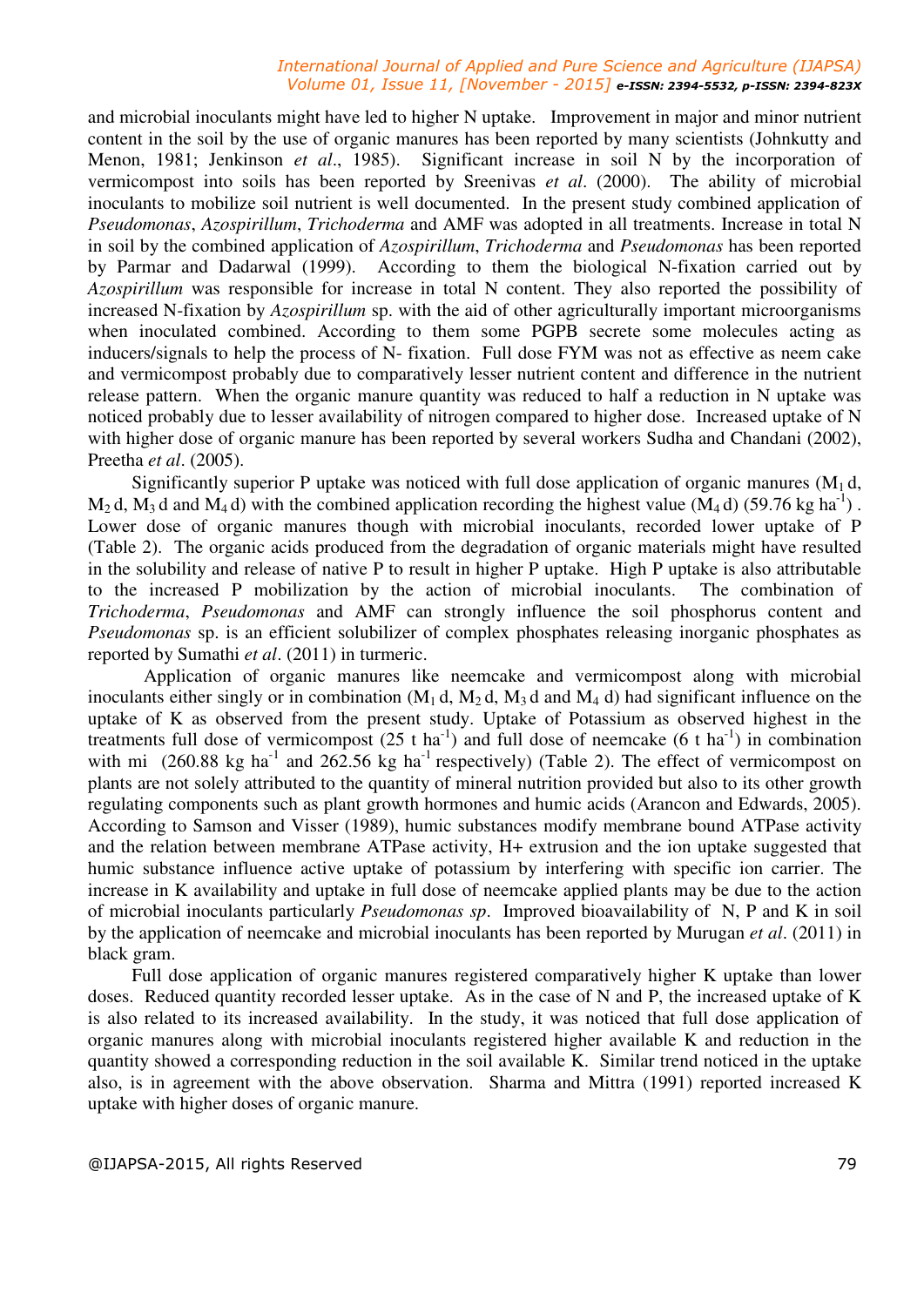and microbial inoculants might have led to higher N uptake. Improvement in major and minor nutrient content in the soil by the use of organic manures has been reported by many scientists (Johnkutty and Menon, 1981; Jenkinson *et al*., 1985). Significant increase in soil N by the incorporation of vermicompost into soils has been reported by Sreenivas *et al*. (2000). The ability of microbial inoculants to mobilize soil nutrient is well documented. In the present study combined application of *Pseudomonas*, *Azospirillum*, *Trichoderma* and AMF was adopted in all treatments. Increase in total N in soil by the combined application of *Azospirillum*, *Trichoderma* and *Pseudomonas* has been reported by Parmar and Dadarwal (1999). According to them the biological N-fixation carried out by *Azospirillum* was responsible for increase in total N content. They also reported the possibility of increased N-fixation by *Azospirillum* sp. with the aid of other agriculturally important microorganisms when inoculated combined. According to them some PGPB secrete some molecules acting as inducers/signals to help the process of N- fixation. Full dose FYM was not as effective as neem cake and vermicompost probably due to comparatively lesser nutrient content and difference in the nutrient release pattern. When the organic manure quantity was reduced to half a reduction in N uptake was noticed probably due to lesser availability of nitrogen compared to higher dose. Increased uptake of N with higher dose of organic manure has been reported by several workers Sudha and Chandani (2002), Preetha *et al*. (2005).

Significantly superior P uptake was noticed with full dose application of organic manures ($M_1$ d, $M_2$ d, $M_3$ d and $M_4$ d) with the combined application recording the highest value ($M_4$ d) (59.76 kg $ha^{-1}$) . Lower dose of organic manures though with microbial inoculants, recorded lower uptake of P (Table 2). The organic acids produced from the degradation of organic materials might have resulted in the solubility and release of native P to result in higher P uptake. High P uptake is also attributable to the increased P mobilization by the action of microbial inoculants. The combination of *Trichoderma*, *Pseudomonas* and AMF can strongly influence the soil phosphorus content and *Pseudomonas* sp. is an efficient solubilizer of complex phosphates releasing inorganic phosphates as reported by Sumathi *et al*. (2011) in turmeric.

Application of organic manures like neemcake and vermicompost along with microbial inoculants either singly or in combination ($M_1$ d, $M_2$ d, $M_3$ d and $M_4$ d) had significant influence on the uptake of K as observed from the present study. Uptake of Potassium as observed highest in the treatments full dose of vermicompost (25 t $ha^{-1}$) and full dose of neemcake (6 t $ha^{-1}$) in combination with mi (260.88 kg $ha^{-1}$ and 262.56 kg $ha^{-1}$ respectively) (Table 2). The effect of vermicompost on plants are not solely attributed to the quantity of mineral nutrition provided but also to its other growth regulating components such as plant growth hormones and humic acids (Arancon and Edwards, 2005). According to Samson and Visser (1989), humic substances modify membrane bound ATPase activity and the relation between membrane ATPase activity, H+ extrusion and the ion uptake suggested that humic substance influence active uptake of potassium by interfering with specific ion carrier. The increase in K availability and uptake in full dose of neemcake applied plants may be due to the action of microbial inoculants particularly *Pseudomonas sp*. Improved bioavailability of N, P and K in soil by the application of neemcake and microbial inoculants has been reported by Murugan *et al*. (2011) in black gram.

Full dose application of organic manures registered comparatively higher K uptake than lower doses. Reduced quantity recorded lesser uptake. As in the case of N and P, the increased uptake of K is also related to its increased availability. In the study, it was noticed that full dose application of organic manures along with microbial inoculants registered higher available K and reduction in the quantity showed a corresponding reduction in the soil available K. Similar trend noticed in the uptake also, is in agreement with the above observation. Sharma and Mittra (1991) reported increased K uptake with higher doses of organic manure.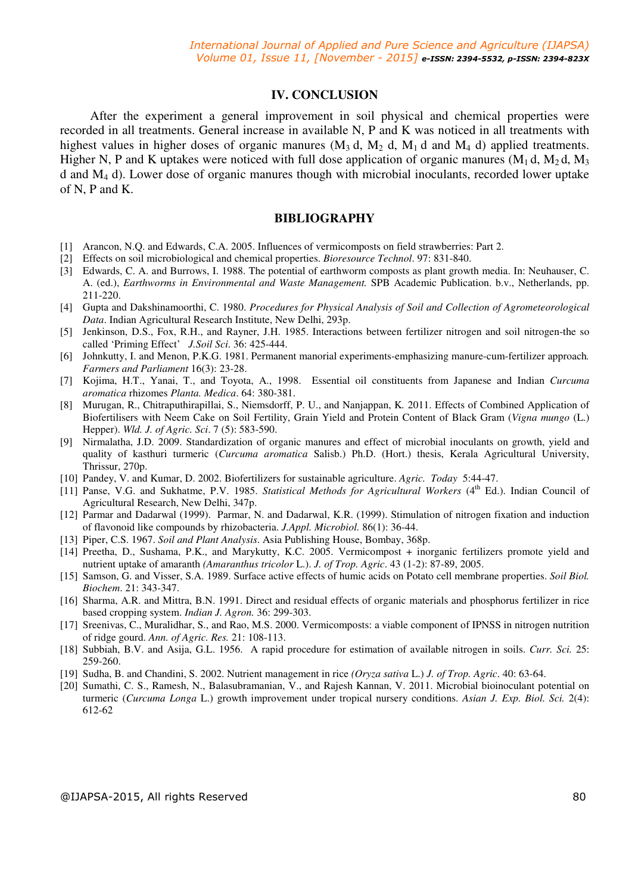## IV. CONCLUSION

After the experiment a general improvement in soil physical and chemical properties were recorded in all treatments. General increase in available N, P and K was noticed in all treatments with highest values in higher doses of organic manures ($M_3$ d, $M_2$ d, $M_1$ d and $M_4$ d) applied treatments. Higher N, P and K uptakes were noticed with full dose application of organic manures ($M_1$ d, $M_2$ d, $M_3$ d and $M_4$ d). Lower dose of organic manures though with microbial inoculants, recorded lower uptake of N, P and K.

## BIBLIOGRAPHY

[1] Arancon, N.Q. and Edwards, C.A. 2005. Influences of vermicomposts on field strawberries: Part 2.

[2] Effects on soil microbiological and chemical properties. *Bioresource Technol*. 97: 831-840.

[3] Edwards, C. A. and Burrows, I. 1988. The potential of earthworm composts as plant growth media. In: Neuhauser, C. A. (ed.), *Earthworms in Environmental and Waste Management.* SPB Academic Publication. b.v., Netherlands, pp. 211-220.

[4] Gupta and Dakshinamoorthi, C. 1980. *Procedures for Physical Analysis of Soil and Collection of Agrometeorological Data*. Indian Agricultural Research Institute, New Delhi, 293p.

[5] Jenkinson, D.S., Fox, R.H., and Rayner, J.H. 1985. Interactions between fertilizer nitrogen and soil nitrogen-the so called 'Priming Effect' *J.Soil Sci*. 36: 425-444.

[6] Johnkutty, I. and Menon, P.K.G. 1981. Permanent manorial experiments-emphasizing manure-cum-fertilizer approach. *Farmers and Parliament* 16(3): 23-28.

[7] Kojima, H.T., Yanai, T., and Toyota, A., 1998. Essential oil constituents from Japanese and Indian *Curcuma aromatica* rhizomes *Planta. Medica*. 64: 380-381.

[8] Murugan, R., Chitraputhirapillai, S., Niemsdorff, P. U., and Nanjappan, K. 2011. Effects of Combined Application of Biofertilisers with Neem Cake on Soil Fertility, Grain Yield and Protein Content of Black Gram (*Vigna mungo* (L.) Hepper). *Wld. J. of Agric. Sci*. 7 (5): 583-590.

[9] Nirmalatha, J.D. 2009. Standardization of organic manures and effect of microbial inoculants on growth, yield and quality of kasthuri turmeric (*Curcuma aromatica* Salisb.) Ph.D. (Hort.) thesis, Kerala Agricultural University, Thrissur, 270p.

[10] Pandey, V. and Kumar, D. 2002. Biofertilizers for sustainable agriculture. *Agric. Today* 5:44-47.

[11] Panse, V.G. and Sukhatme, P.V. 1985. *Statistical Methods for Agricultural Workers* (4th Ed.). Indian Council of Agricultural Research, New Delhi, 347p.

[12] Parmar and Dadarwal (1999). Parmar, N. and Dadarwal, K.R. (1999). Stimulation of nitrogen fixation and induction of flavonoid like compounds by rhizobacteria. *J.Appl. Microbiol.* 86(1): 36-44.

[13] Piper, C.S. 1967. *Soil and Plant Analysis*. Asia Publishing House, Bombay, 368p.

[14] Preetha, D., Sushama, P.K., and Marykutty, K.C. 2005. Vermicompost + inorganic fertilizers promote yield and nutrient uptake of amaranth *(Amaranthus tricolor* L.). *J. of Trop. Agric*. 43 (1-2): 87-89, 2005.

[15] Samson, G. and Visser, S.A. 1989. Surface active effects of humic acids on Potato cell membrane properties. *Soil Biol. Biochem*. 21: 343-347.

[16] Sharma, A.R. and Mittra, B.N. 1991. Direct and residual effects of organic materials and phosphorus fertilizer in rice based cropping system. *Indian J. Agron.* 36: 299-303.

[17] Sreenivas, C., Muralidhar, S., and Rao, M.S. 2000. Vermicomposts: a viable component of IPNSS in nitrogen nutrition of ridge gourd. *Ann. of Agric. Res.* 21: 108-113.

[18] Subbiah, B.V. and Asija, G.L. 1956. A rapid procedure for estimation of available nitrogen in soils. *Curr. Sci.* 25: 259-260.

[19] Sudha, B. and Chandini, S. 2002. Nutrient management in rice *(Oryza sativa* L.) *J. of Trop. Agric*. 40: 63-64.

[20] Sumathi, C. S., Ramesh, N., Balasubramanian, V., and Rajesh Kannan, V. 2011. Microbial bioinoculant potential on turmeric (*Curcuma Longa* L.) growth improvement under tropical nursery conditions. *Asian J. Exp. Biol. Sci.* 2(4): 612-62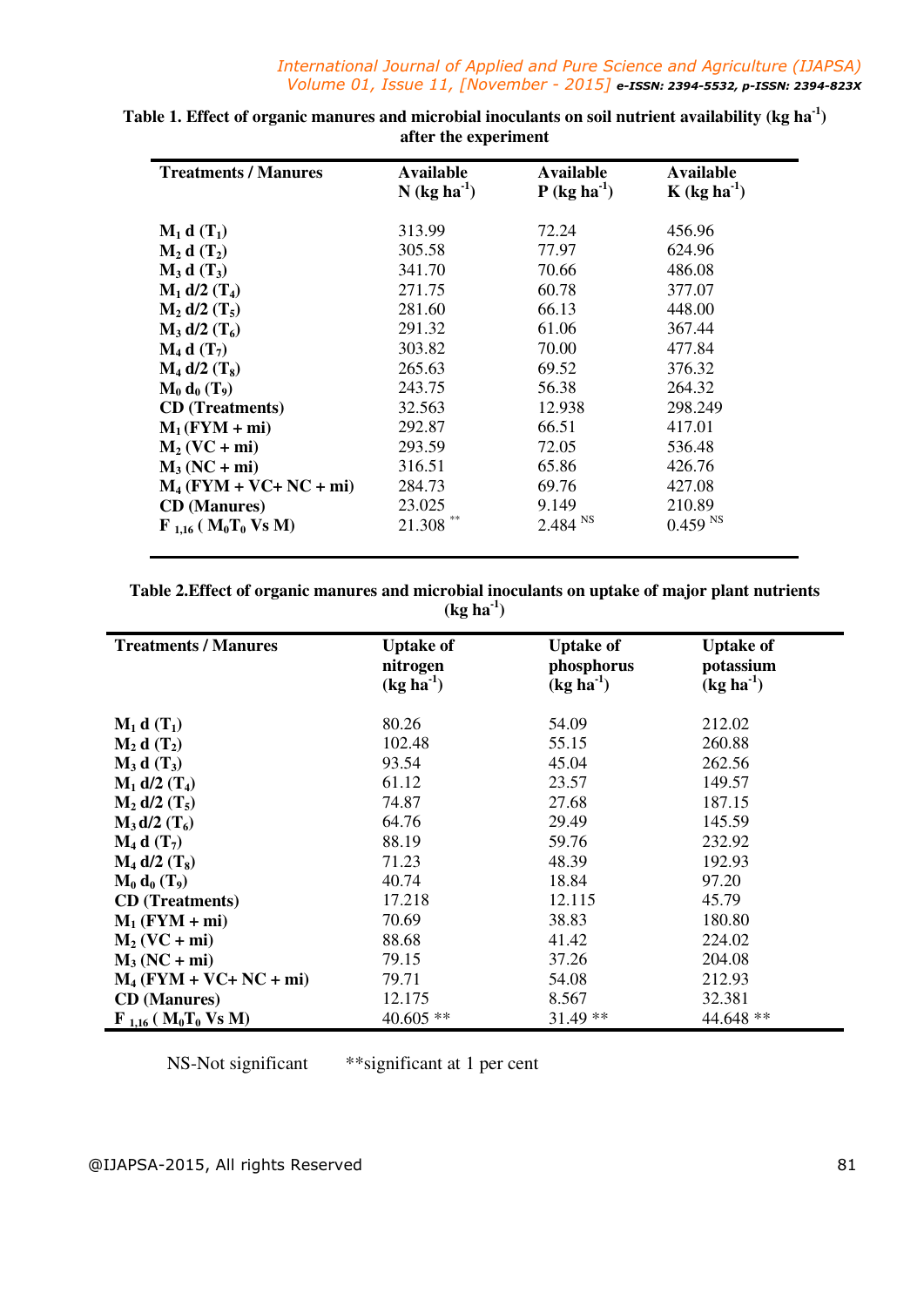**Table 1. Effect of organic manures and microbial inoculants on soil nutrient availability (kg ha$^{-1}$) after the experiment**

| Treatments / Manures | Available N (kg ha$^{-1}$) | Available P (kg ha$^{-1}$) | Available K (kg ha$^{-1}$) |
|---|---|---|---|
| **$M_1$ d ($T_1$)** | 313.99 | 72.24 | 456.96 |
| **$M_2$ d ($T_2$)** | 305.58 | 77.97 | 624.96 |
| **$M_3$ d ($T_3$)** | 341.70 | 70.66 | 486.08 |
| **$M_1$ d/2 ($T_4$)** | 271.75 | 60.78 | 377.07 |
| **$M_2$ d/2 ($T_5$)** | 281.60 | 66.13 | 448.00 |
| **$M_3$ d/2 ($T_6$)** | 291.32 | 61.06 | 367.44 |
| **$M_4$ d ($T_7$)** | 303.82 | 70.00 | 477.84 |
| **$M_4$ d/2 ($T_8$)** | 265.63 | 69.52 | 376.32 |
| **$M_0$ $d_0$ ($T_9$)** | 243.75 | 56.38 | 264.32 |
| **CD (Treatments)** | 32.563 | 12.938 | 298.249 |
| **$M_1$ (FYM + mi)** | 292.87 | 66.51 | 417.01 |
| **$M_2$ (VC + mi)** | 293.59 | 72.05 | 536.48 |
| **$M_3$ (NC + mi)** | 316.51 | 65.86 | 426.76 |
| **$M_4$ (FYM + VC+ NC + mi)** | 284.73 | 69.76 | 427.08 |
| **CD (Manures)** | 23.025 | 9.149 | 210.89 |
| **$F_{1,16}$ ( $M_0T_0$ Vs M)** | 21.308 ** | 2.484 NS | 0.459 NS |

**Table 2.Effect of organic manures and microbial inoculants on uptake of major plant nutrients (kg ha$^{-1}$)**

| Treatments / Manures | Uptake of nitrogen (kg ha$^{-1}$) | Uptake of phosphorus (kg ha$^{-1}$) | Uptake of potassium (kg ha$^{-1}$) |
|---|---|---|---|
| **$M_1$ d ($T_1$)** | 80.26 | 54.09 | 212.02 |
| **$M_2$ d ($T_2$)** | 102.48 | 55.15 | 260.88 |
| **$M_3$ d ($T_3$)** | 93.54 | 45.04 | 262.56 |
| **$M_1$ d/2 ($T_4$)** | 61.12 | 23.57 | 149.57 |
| **$M_2$ d/2 ($T_5$)** | 74.87 | 27.68 | 187.15 |
| **$M_3$ d/2 ($T_6$)** | 64.76 | 29.49 | 145.59 |
| **$M_4$ d ($T_7$)** | 88.19 | 59.76 | 232.92 |
| **$M_4$ d/2 ($T_8$)** | 71.23 | 48.39 | 192.93 |
| **$M_0$ $d_0$ ($T_9$)** | 40.74 | 18.84 | 97.20 |
| **CD (Treatments)** | 17.218 | 12.115 | 45.79 |
| **$M_1$ (FYM + mi)** | 70.69 | 38.83 | 180.80 |
| **$M_2$ (VC + mi)** | 88.68 | 41.42 | 224.02 |
| **$M_3$ (NC + mi)** | 79.15 | 37.26 | 204.08 |
| **$M_4$ (FYM + VC+ NC + mi)** | 79.71 | 54.08 | 212.93 |
| **CD (Manures)** | 12.175 | 8.567 | 32.381 |
| **$F_{1,16}$ ( $M_0T_0$ Vs M)** | 40.605 ** | 31.49 ** | 44.648 ** |

NS-Not significant **significant at 1 per cent